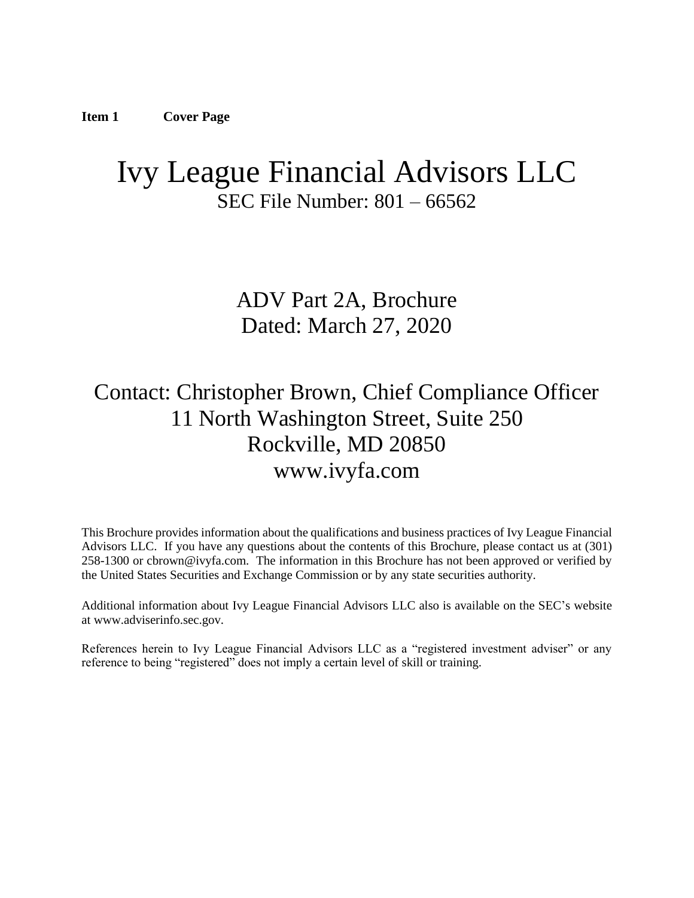**Item 1 Cover Page**

# Ivy League Financial Advisors LLC

SEC File Number: 801 – 66562

ADV Part 2A, Brochure
Dated: March 27, 2020

Contact: Christopher Brown, Chief Compliance Officer
11 North Washington Street, Suite 250
Rockville, MD 20850
www.ivyfa.com

This Brochure provides information about the qualifications and business practices of Ivy League Financial Advisors LLC. If you have any questions about the contents of this Brochure, please contact us at (301) 258-1300 or cbrown@ivyfa.com. The information in this Brochure has not been approved or verified by the United States Securities and Exchange Commission or by any state securities authority.

Additional information about Ivy League Financial Advisors LLC also is available on the SEC's website at www.adviserinfo.sec.gov.

References herein to Ivy League Financial Advisors LLC as a "registered investment adviser" or any reference to being "registered" does not imply a certain level of skill or training.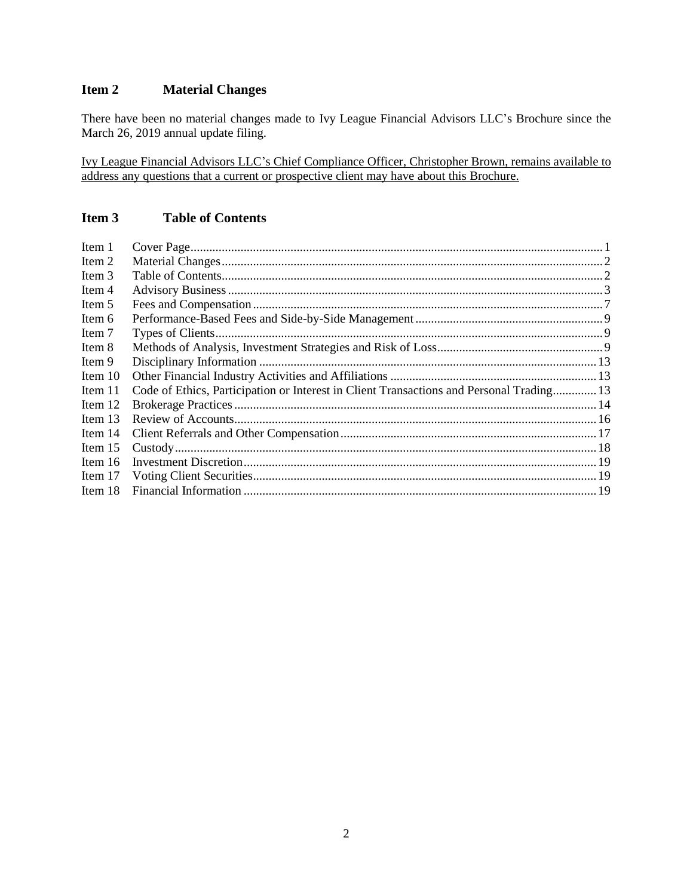## Item 2 Material Changes

There have been no material changes made to Ivy League Financial Advisors LLC's Brochure since the March 26, 2019 annual update filing.

Ivy League Financial Advisors LLC's Chief Compliance Officer, Christopher Brown, remains available to address any questions that a current or prospective client may have about this Brochure.

## Item 3 Table of Contents

| Item | Title | Page |
| --- | --- | --- |
| Item 1 | Cover Page | 1 |
| Item 2 | Material Changes | 2 |
| Item 3 | Table of Contents | 2 |
| Item 4 | Advisory Business | 3 |
| Item 5 | Fees and Compensation | 7 |
| Item 6 | Performance-Based Fees and Side-by-Side Management | 9 |
| Item 7 | Types of Clients | 9 |
| Item 8 | Methods of Analysis, Investment Strategies and Risk of Loss | 9 |
| Item 9 | Disciplinary Information | 13 |
| Item 10 | Other Financial Industry Activities and Affiliations | 13 |
| Item 11 | Code of Ethics, Participation or Interest in Client Transactions and Personal Trading | 13 |
| Item 12 | Brokerage Practices | 14 |
| Item 13 | Review of Accounts | 16 |
| Item 14 | Client Referrals and Other Compensation | 17 |
| Item 15 | Custody | 18 |
| Item 16 | Investment Discretion | 19 |
| Item 17 | Voting Client Securities | 19 |
| Item 18 | Financial Information | 19 |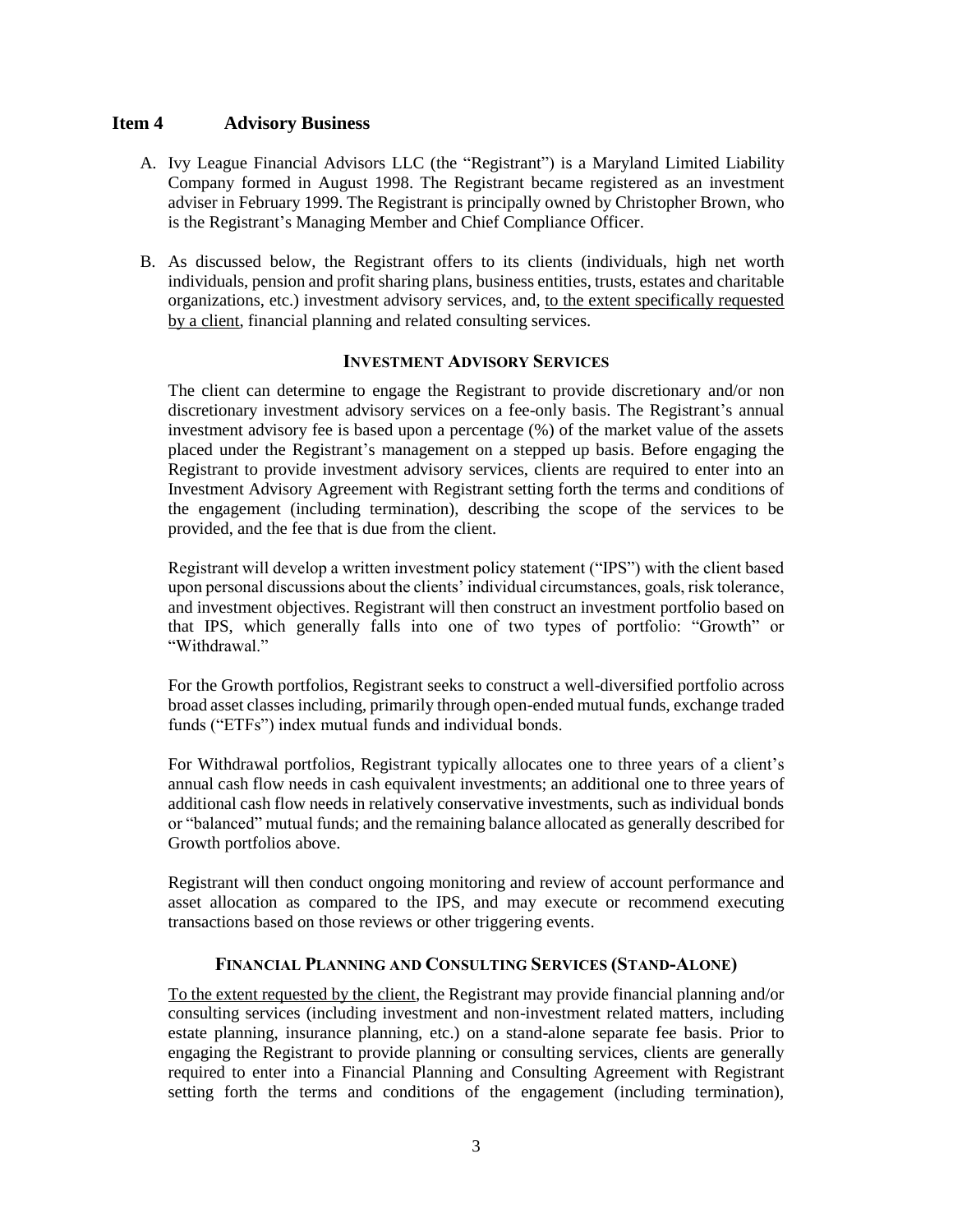## Item 4 Advisory Business

A. Ivy League Financial Advisors LLC (the "Registrant") is a Maryland Limited Liability Company formed in August 1998. The Registrant became registered as an investment adviser in February 1999. The Registrant is principally owned by Christopher Brown, who is the Registrant's Managing Member and Chief Compliance Officer.

B. As discussed below, the Registrant offers to its clients (individuals, high net worth individuals, pension and profit sharing plans, business entities, trusts, estates and charitable organizations, etc.) investment advisory services, and, <u>to the extent specifically requested by a client</u>, financial planning and related consulting services.

### INVESTMENT ADVISORY SERVICES

The client can determine to engage the Registrant to provide discretionary and/or non discretionary investment advisory services on a fee-only basis. The Registrant's annual investment advisory fee is based upon a percentage (%) of the market value of the assets placed under the Registrant's management on a stepped up basis. Before engaging the Registrant to provide investment advisory services, clients are required to enter into an Investment Advisory Agreement with Registrant setting forth the terms and conditions of the engagement (including termination), describing the scope of the services to be provided, and the fee that is due from the client.

Registrant will develop a written investment policy statement ("IPS") with the client based upon personal discussions about the clients' individual circumstances, goals, risk tolerance, and investment objectives. Registrant will then construct an investment portfolio based on that IPS, which generally falls into one of two types of portfolio: "Growth" or "Withdrawal."

For the Growth portfolios, Registrant seeks to construct a well-diversified portfolio across broad asset classes including, primarily through open-ended mutual funds, exchange traded funds ("ETFs") index mutual funds and individual bonds.

For Withdrawal portfolios, Registrant typically allocates one to three years of a client's annual cash flow needs in cash equivalent investments; an additional one to three years of additional cash flow needs in relatively conservative investments, such as individual bonds or "balanced" mutual funds; and the remaining balance allocated as generally described for Growth portfolios above.

Registrant will then conduct ongoing monitoring and review of account performance and asset allocation as compared to the IPS, and may execute or recommend executing transactions based on those reviews or other triggering events.

### FINANCIAL PLANNING AND CONSULTING SERVICES (STAND-ALONE)

<u>To the extent requested by the client</u>, the Registrant may provide financial planning and/or consulting services (including investment and non-investment related matters, including estate planning, insurance planning, etc.) on a stand-alone separate fee basis. Prior to engaging the Registrant to provide planning or consulting services, clients are generally required to enter into a Financial Planning and Consulting Agreement with Registrant setting forth the terms and conditions of the engagement (including termination),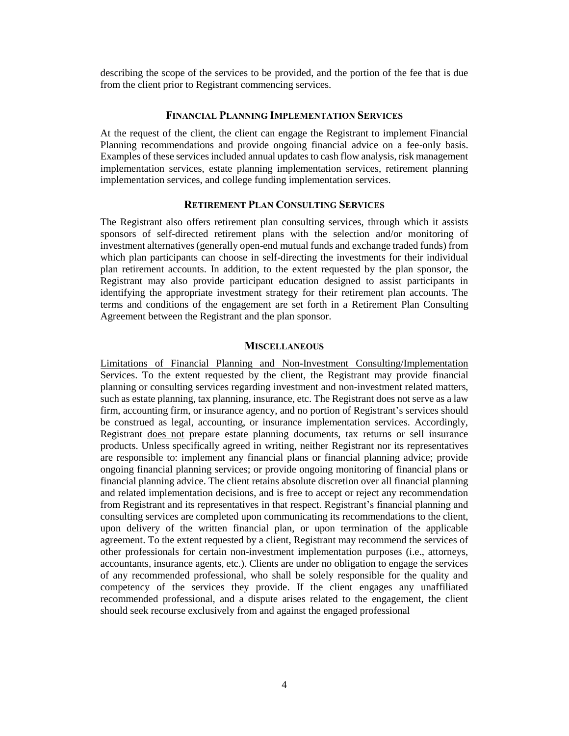describing the scope of the services to be provided, and the portion of the fee that is due from the client prior to Registrant commencing services.

## FINANCIAL PLANNING IMPLEMENTATION SERVICES

At the request of the client, the client can engage the Registrant to implement Financial Planning recommendations and provide ongoing financial advice on a fee-only basis. Examples of these services included annual updates to cash flow analysis, risk management implementation services, estate planning implementation services, retirement planning implementation services, and college funding implementation services.

## RETIREMENT PLAN CONSULTING SERVICES

The Registrant also offers retirement plan consulting services, through which it assists sponsors of self-directed retirement plans with the selection and/or monitoring of investment alternatives (generally open-end mutual funds and exchange traded funds) from which plan participants can choose in self-directing the investments for their individual plan retirement accounts. In addition, to the extent requested by the plan sponsor, the Registrant may also provide participant education designed to assist participants in identifying the appropriate investment strategy for their retirement plan accounts. The terms and conditions of the engagement are set forth in a Retirement Plan Consulting Agreement between the Registrant and the plan sponsor.

## MISCELLANEOUS

<u>Limitations of Financial Planning and Non-Investment Consulting/Implementation Services</u>. To the extent requested by the client, the Registrant may provide financial planning or consulting services regarding investment and non-investment related matters, such as estate planning, tax planning, insurance, etc. The Registrant does not serve as a law firm, accounting firm, or insurance agency, and no portion of Registrant's services should be construed as legal, accounting, or insurance implementation services. Accordingly, Registrant <u>does not</u> prepare estate planning documents, tax returns or sell insurance products. Unless specifically agreed in writing, neither Registrant nor its representatives are responsible to: implement any financial plans or financial planning advice; provide ongoing financial planning services; or provide ongoing monitoring of financial plans or financial planning advice. The client retains absolute discretion over all financial planning and related implementation decisions, and is free to accept or reject any recommendation from Registrant and its representatives in that respect. Registrant's financial planning and consulting services are completed upon communicating its recommendations to the client, upon delivery of the written financial plan, or upon termination of the applicable agreement. To the extent requested by a client, Registrant may recommend the services of other professionals for certain non-investment implementation purposes (i.e., attorneys, accountants, insurance agents, etc.). Clients are under no obligation to engage the services of any recommended professional, who shall be solely responsible for the quality and competency of the services they provide. If the client engages any unaffiliated recommended professional, and a dispute arises related to the engagement, the client should seek recourse exclusively from and against the engaged professional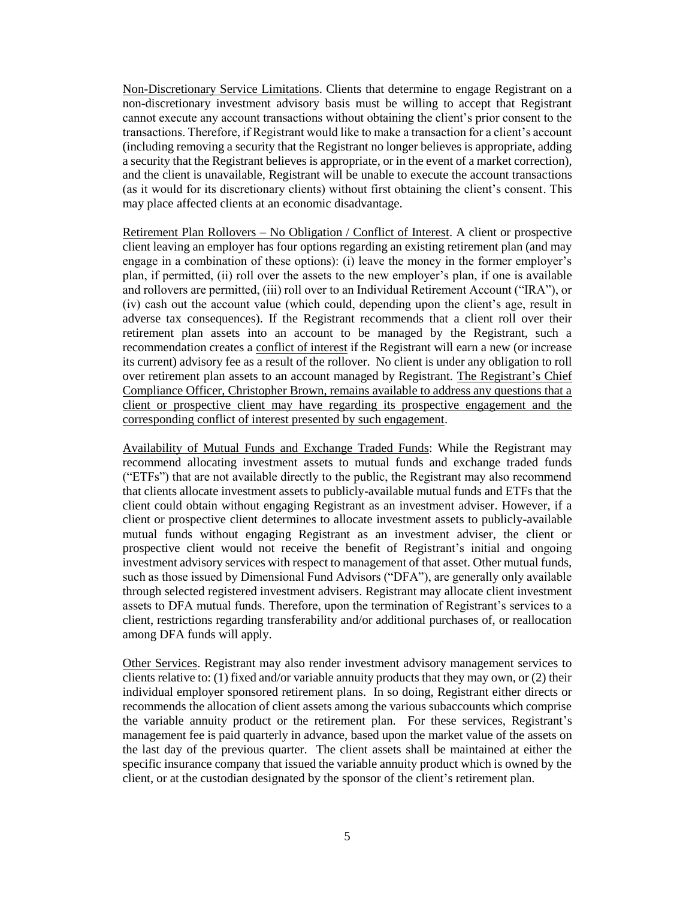<u>Non-Discretionary Service Limitations</u>. Clients that determine to engage Registrant on a non-discretionary investment advisory basis must be willing to accept that Registrant cannot execute any account transactions without obtaining the client's prior consent to the transactions. Therefore, if Registrant would like to make a transaction for a client's account (including removing a security that the Registrant no longer believes is appropriate, adding a security that the Registrant believes is appropriate, or in the event of a market correction), and the client is unavailable, Registrant will be unable to execute the account transactions (as it would for its discretionary clients) without first obtaining the client's consent. This may place affected clients at an economic disadvantage.

<u>Retirement Plan Rollovers – No Obligation / Conflict of Interest</u>. A client or prospective client leaving an employer has four options regarding an existing retirement plan (and may engage in a combination of these options): (i) leave the money in the former employer's plan, if permitted, (ii) roll over the assets to the new employer's plan, if one is available and rollovers are permitted, (iii) roll over to an Individual Retirement Account ("IRA"), or (iv) cash out the account value (which could, depending upon the client's age, result in adverse tax consequences). If the Registrant recommends that a client roll over their retirement plan assets into an account to be managed by the Registrant, such a recommendation creates a <u>conflict of interest</u> if the Registrant will earn a new (or increase its current) advisory fee as a result of the rollover. No client is under any obligation to roll over retirement plan assets to an account managed by Registrant. <u>The Registrant's Chief Compliance Officer, Christopher Brown, remains available to address any questions that a client or prospective client may have regarding its prospective engagement and the corresponding conflict of interest presented by such engagement</u>.

<u>Availability of Mutual Funds and Exchange Traded Funds</u>: While the Registrant may recommend allocating investment assets to mutual funds and exchange traded funds ("ETFs") that are not available directly to the public, the Registrant may also recommend that clients allocate investment assets to publicly-available mutual funds and ETFs that the client could obtain without engaging Registrant as an investment adviser. However, if a client or prospective client determines to allocate investment assets to publicly-available mutual funds without engaging Registrant as an investment adviser, the client or prospective client would not receive the benefit of Registrant's initial and ongoing investment advisory services with respect to management of that asset. Other mutual funds, such as those issued by Dimensional Fund Advisors ("DFA"), are generally only available through selected registered investment advisers. Registrant may allocate client investment assets to DFA mutual funds. Therefore, upon the termination of Registrant's services to a client, restrictions regarding transferability and/or additional purchases of, or reallocation among DFA funds will apply.

<u>Other Services</u>. Registrant may also render investment advisory management services to clients relative to: (1) fixed and/or variable annuity products that they may own, or (2) their individual employer sponsored retirement plans. In so doing, Registrant either directs or recommends the allocation of client assets among the various subaccounts which comprise the variable annuity product or the retirement plan. For these services, Registrant's management fee is paid quarterly in advance, based upon the market value of the assets on the last day of the previous quarter. The client assets shall be maintained at either the specific insurance company that issued the variable annuity product which is owned by the client, or at the custodian designated by the sponsor of the client's retirement plan.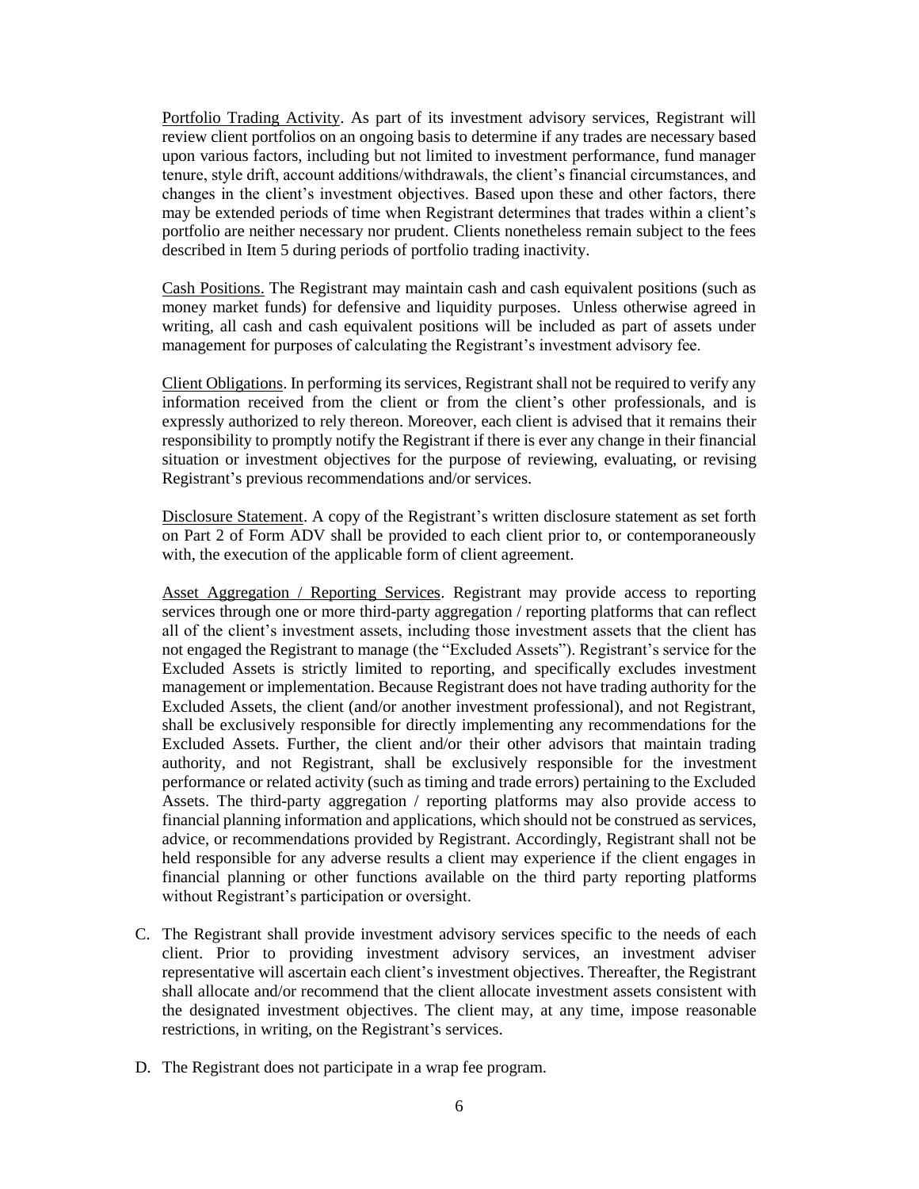Portfolio Trading Activity. As part of its investment advisory services, Registrant will review client portfolios on an ongoing basis to determine if any trades are necessary based upon various factors, including but not limited to investment performance, fund manager tenure, style drift, account additions/withdrawals, the client's financial circumstances, and changes in the client's investment objectives. Based upon these and other factors, there may be extended periods of time when Registrant determines that trades within a client's portfolio are neither necessary nor prudent. Clients nonetheless remain subject to the fees described in Item 5 during periods of portfolio trading inactivity.

Cash Positions. The Registrant may maintain cash and cash equivalent positions (such as money market funds) for defensive and liquidity purposes. Unless otherwise agreed in writing, all cash and cash equivalent positions will be included as part of assets under management for purposes of calculating the Registrant's investment advisory fee.

Client Obligations. In performing its services, Registrant shall not be required to verify any information received from the client or from the client's other professionals, and is expressly authorized to rely thereon. Moreover, each client is advised that it remains their responsibility to promptly notify the Registrant if there is ever any change in their financial situation or investment objectives for the purpose of reviewing, evaluating, or revising Registrant's previous recommendations and/or services.

Disclosure Statement. A copy of the Registrant's written disclosure statement as set forth on Part 2 of Form ADV shall be provided to each client prior to, or contemporaneously with, the execution of the applicable form of client agreement.

Asset Aggregation / Reporting Services. Registrant may provide access to reporting services through one or more third-party aggregation / reporting platforms that can reflect all of the client's investment assets, including those investment assets that the client has not engaged the Registrant to manage (the "Excluded Assets"). Registrant's service for the Excluded Assets is strictly limited to reporting, and specifically excludes investment management or implementation. Because Registrant does not have trading authority for the Excluded Assets, the client (and/or another investment professional), and not Registrant, shall be exclusively responsible for directly implementing any recommendations for the Excluded Assets. Further, the client and/or their other advisors that maintain trading authority, and not Registrant, shall be exclusively responsible for the investment performance or related activity (such as timing and trade errors) pertaining to the Excluded Assets. The third-party aggregation / reporting platforms may also provide access to financial planning information and applications, which should not be construed as services, advice, or recommendations provided by Registrant. Accordingly, Registrant shall not be held responsible for any adverse results a client may experience if the client engages in financial planning or other functions available on the third party reporting platforms without Registrant's participation or oversight.

C. The Registrant shall provide investment advisory services specific to the needs of each client. Prior to providing investment advisory services, an investment adviser representative will ascertain each client's investment objectives. Thereafter, the Registrant shall allocate and/or recommend that the client allocate investment assets consistent with the designated investment objectives. The client may, at any time, impose reasonable restrictions, in writing, on the Registrant's services.

D. The Registrant does not participate in a wrap fee program.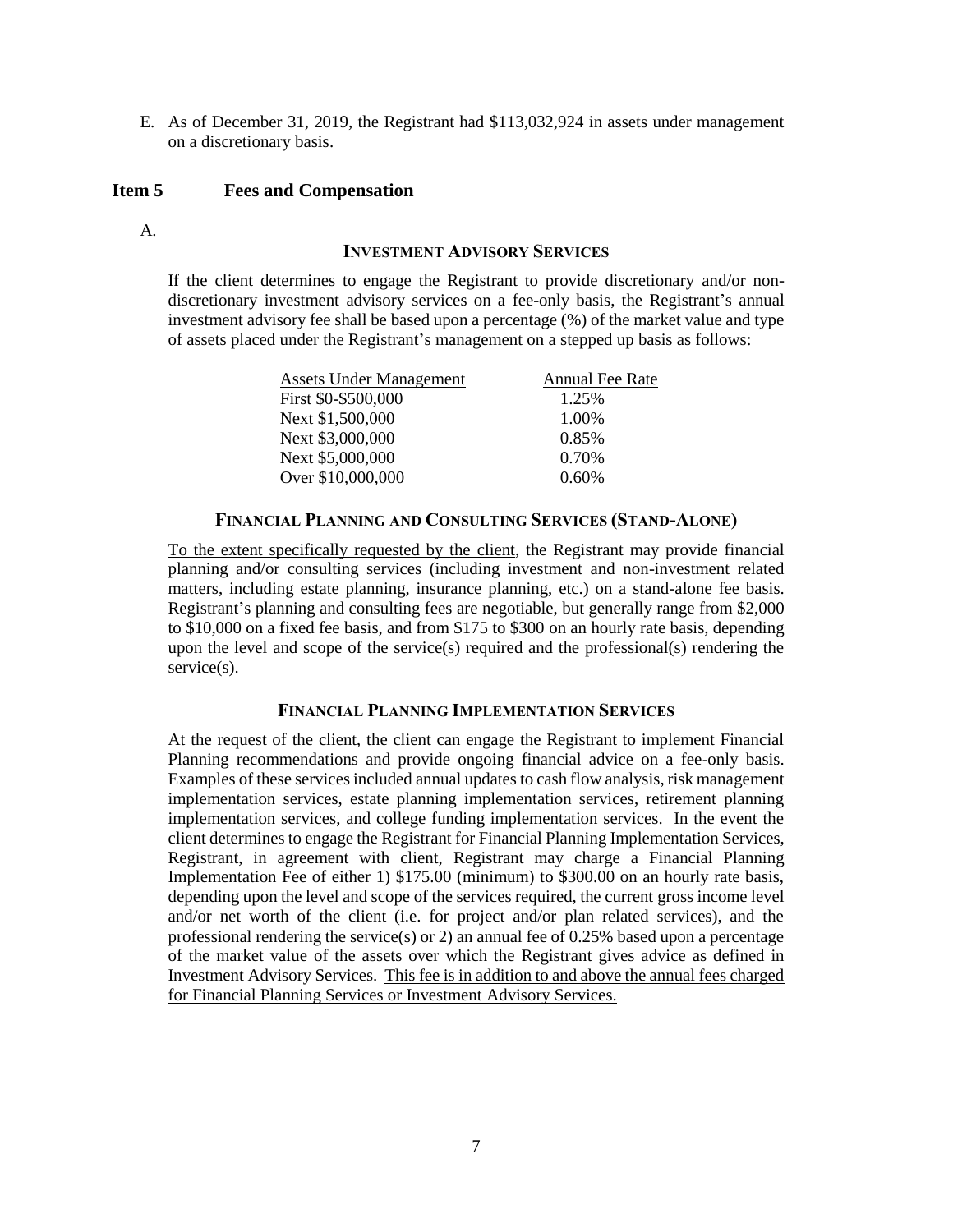E. As of December 31, 2019, the Registrant had $113,032,924 in assets under management on a discretionary basis.

## Item 5 Fees and Compensation

A.

### INVESTMENT ADVISORY SERVICES

If the client determines to engage the Registrant to provide discretionary and/or non-discretionary investment advisory services on a fee-only basis, the Registrant's annual investment advisory fee shall be based upon a percentage (%) of the market value and type of assets placed under the Registrant's management on a stepped up basis as follows:

| Assets Under Management | Annual Fee Rate |
|---|---|
| First $0-$500,000 | 1.25% |
| Next $1,500,000 | 1.00% |
| Next $3,000,000 | 0.85% |
| Next $5,000,000 | 0.70% |
| Over $10,000,000 | 0.60% |

### FINANCIAL PLANNING AND CONSULTING SERVICES (STAND-ALONE)

To the extent specifically requested by the client, the Registrant may provide financial planning and/or consulting services (including investment and non-investment related matters, including estate planning, insurance planning, etc.) on a stand-alone fee basis. Registrant's planning and consulting fees are negotiable, but generally range from $2,000 to $10,000 on a fixed fee basis, and from $175 to $300 on an hourly rate basis, depending upon the level and scope of the service(s) required and the professional(s) rendering the service(s).

### FINANCIAL PLANNING IMPLEMENTATION SERVICES

At the request of the client, the client can engage the Registrant to implement Financial Planning recommendations and provide ongoing financial advice on a fee-only basis. Examples of these services included annual updates to cash flow analysis, risk management implementation services, estate planning implementation services, retirement planning implementation services, and college funding implementation services. In the event the client determines to engage the Registrant for Financial Planning Implementation Services, Registrant, in agreement with client, Registrant may charge a Financial Planning Implementation Fee of either 1) $175.00 (minimum) to $300.00 on an hourly rate basis, depending upon the level and scope of the services required, the current gross income level and/or net worth of the client (i.e. for project and/or plan related services), and the professional rendering the service(s) or 2) an annual fee of 0.25% based upon a percentage of the market value of the assets over which the Registrant gives advice as defined in Investment Advisory Services. This fee is in addition to and above the annual fees charged for Financial Planning Services or Investment Advisory Services.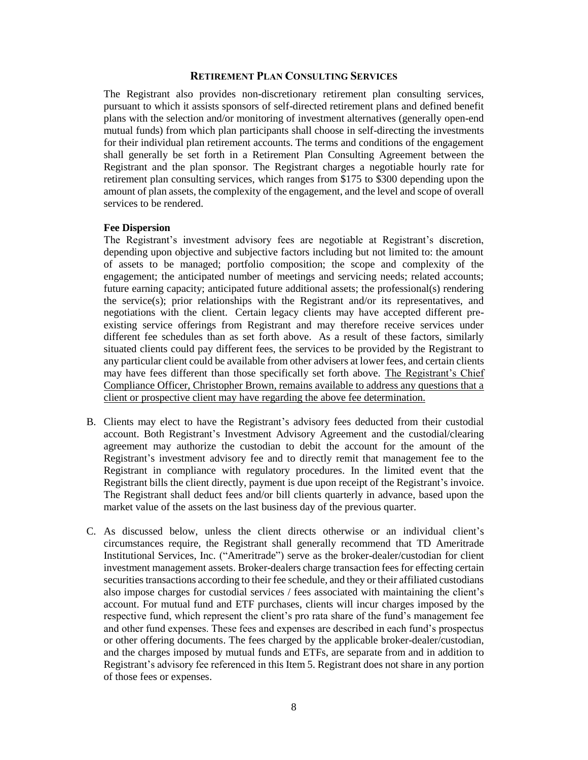### RETIREMENT PLAN CONSULTING SERVICES

The Registrant also provides non-discretionary retirement plan consulting services, pursuant to which it assists sponsors of self-directed retirement plans and defined benefit plans with the selection and/or monitoring of investment alternatives (generally open-end mutual funds) from which plan participants shall choose in self-directing the investments for their individual plan retirement accounts. The terms and conditions of the engagement shall generally be set forth in a Retirement Plan Consulting Agreement between the Registrant and the plan sponsor. The Registrant charges a negotiable hourly rate for retirement plan consulting services, which ranges from $175 to $300 depending upon the amount of plan assets, the complexity of the engagement, and the level and scope of overall services to be rendered.

**Fee Dispersion**

The Registrant's investment advisory fees are negotiable at Registrant's discretion, depending upon objective and subjective factors including but not limited to: the amount of assets to be managed; portfolio composition; the scope and complexity of the engagement; the anticipated number of meetings and servicing needs; related accounts; future earning capacity; anticipated future additional assets; the professional(s) rendering the service(s); prior relationships with the Registrant and/or its representatives, and negotiations with the client. Certain legacy clients may have accepted different pre-existing service offerings from Registrant and may therefore receive services under different fee schedules than as set forth above. As a result of these factors, similarly situated clients could pay different fees, the services to be provided by the Registrant to any particular client could be available from other advisers at lower fees, and certain clients may have fees different than those specifically set forth above. The Registrant's Chief Compliance Officer, Christopher Brown, remains available to address any questions that a client or prospective client may have regarding the above fee determination.

B. Clients may elect to have the Registrant's advisory fees deducted from their custodial account. Both Registrant's Investment Advisory Agreement and the custodial/clearing agreement may authorize the custodian to debit the account for the amount of the Registrant's investment advisory fee and to directly remit that management fee to the Registrant in compliance with regulatory procedures. In the limited event that the Registrant bills the client directly, payment is due upon receipt of the Registrant's invoice. The Registrant shall deduct fees and/or bill clients quarterly in advance, based upon the market value of the assets on the last business day of the previous quarter.

C. As discussed below, unless the client directs otherwise or an individual client's circumstances require, the Registrant shall generally recommend that TD Ameritrade Institutional Services, Inc. ("Ameritrade") serve as the broker-dealer/custodian for client investment management assets. Broker-dealers charge transaction fees for effecting certain securities transactions according to their fee schedule, and they or their affiliated custodians also impose charges for custodial services / fees associated with maintaining the client's account. For mutual fund and ETF purchases, clients will incur charges imposed by the respective fund, which represent the client's pro rata share of the fund's management fee and other fund expenses. These fees and expenses are described in each fund's prospectus or other offering documents. The fees charged by the applicable broker-dealer/custodian, and the charges imposed by mutual funds and ETFs, are separate from and in addition to Registrant's advisory fee referenced in this Item 5. Registrant does not share in any portion of those fees or expenses.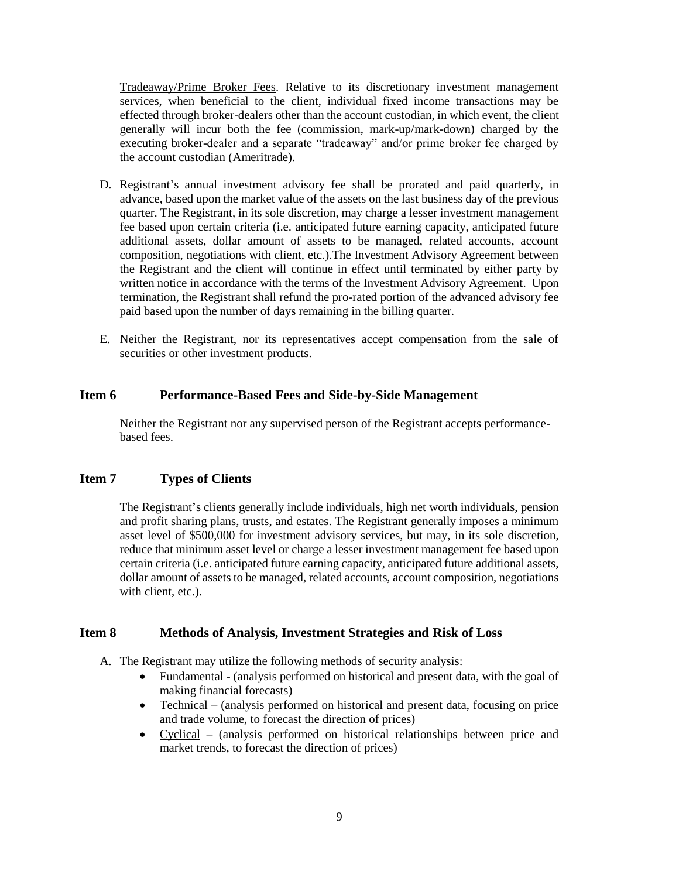Tradeaway/Prime Broker Fees. Relative to its discretionary investment management services, when beneficial to the client, individual fixed income transactions may be effected through broker-dealers other than the account custodian, in which event, the client generally will incur both the fee (commission, mark-up/mark-down) charged by the executing broker-dealer and a separate "tradeaway" and/or prime broker fee charged by the account custodian (Ameritrade).

D. Registrant's annual investment advisory fee shall be prorated and paid quarterly, in advance, based upon the market value of the assets on the last business day of the previous quarter. The Registrant, in its sole discretion, may charge a lesser investment management fee based upon certain criteria (i.e. anticipated future earning capacity, anticipated future additional assets, dollar amount of assets to be managed, related accounts, account composition, negotiations with client, etc.).The Investment Advisory Agreement between the Registrant and the client will continue in effect until terminated by either party by written notice in accordance with the terms of the Investment Advisory Agreement. Upon termination, the Registrant shall refund the pro-rated portion of the advanced advisory fee paid based upon the number of days remaining in the billing quarter.

E. Neither the Registrant, nor its representatives accept compensation from the sale of securities or other investment products.

## Item 6 Performance-Based Fees and Side-by-Side Management

Neither the Registrant nor any supervised person of the Registrant accepts performance-based fees.

## Item 7 Types of Clients

The Registrant's clients generally include individuals, high net worth individuals, pension and profit sharing plans, trusts, and estates. The Registrant generally imposes a minimum asset level of $500,000 for investment advisory services, but may, in its sole discretion, reduce that minimum asset level or charge a lesser investment management fee based upon certain criteria (i.e. anticipated future earning capacity, anticipated future additional assets, dollar amount of assets to be managed, related accounts, account composition, negotiations with client, etc.).

## Item 8 Methods of Analysis, Investment Strategies and Risk of Loss

A. The Registrant may utilize the following methods of security analysis:
   - Fundamental - (analysis performed on historical and present data, with the goal of making financial forecasts)
   - Technical – (analysis performed on historical and present data, focusing on price and trade volume, to forecast the direction of prices)
   - Cyclical – (analysis performed on historical relationships between price and market trends, to forecast the direction of prices)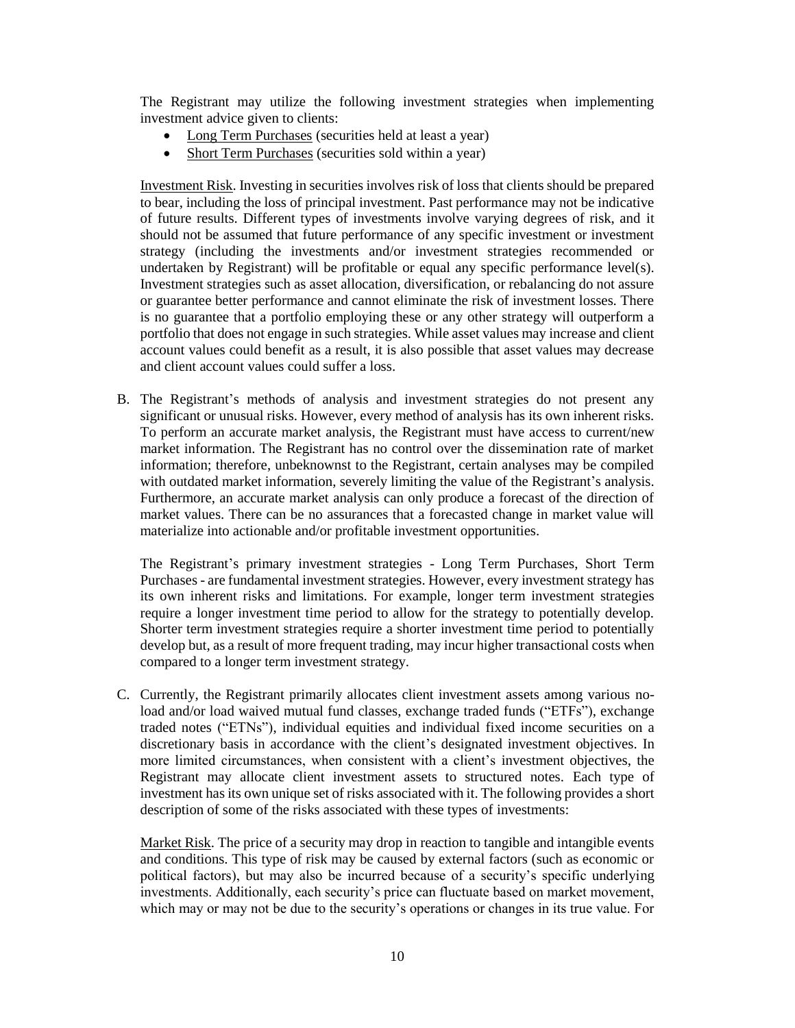The Registrant may utilize the following investment strategies when implementing investment advice given to clients:

- Long Term Purchases (securities held at least a year)
- Short Term Purchases (securities sold within a year)

Investment Risk. Investing in securities involves risk of loss that clients should be prepared to bear, including the loss of principal investment. Past performance may not be indicative of future results. Different types of investments involve varying degrees of risk, and it should not be assumed that future performance of any specific investment or investment strategy (including the investments and/or investment strategies recommended or undertaken by Registrant) will be profitable or equal any specific performance level(s). Investment strategies such as asset allocation, diversification, or rebalancing do not assure or guarantee better performance and cannot eliminate the risk of investment losses. There is no guarantee that a portfolio employing these or any other strategy will outperform a portfolio that does not engage in such strategies. While asset values may increase and client account values could benefit as a result, it is also possible that asset values may decrease and client account values could suffer a loss.

B. The Registrant's methods of analysis and investment strategies do not present any significant or unusual risks. However, every method of analysis has its own inherent risks. To perform an accurate market analysis, the Registrant must have access to current/new market information. The Registrant has no control over the dissemination rate of market information; therefore, unbeknownst to the Registrant, certain analyses may be compiled with outdated market information, severely limiting the value of the Registrant's analysis. Furthermore, an accurate market analysis can only produce a forecast of the direction of market values. There can be no assurances that a forecasted change in market value will materialize into actionable and/or profitable investment opportunities.

The Registrant's primary investment strategies - Long Term Purchases, Short Term Purchases - are fundamental investment strategies. However, every investment strategy has its own inherent risks and limitations. For example, longer term investment strategies require a longer investment time period to allow for the strategy to potentially develop. Shorter term investment strategies require a shorter investment time period to potentially develop but, as a result of more frequent trading, may incur higher transactional costs when compared to a longer term investment strategy.

C. Currently, the Registrant primarily allocates client investment assets among various no-load and/or load waived mutual fund classes, exchange traded funds ("ETFs"), exchange traded notes ("ETNs"), individual equities and individual fixed income securities on a discretionary basis in accordance with the client's designated investment objectives. In more limited circumstances, when consistent with a client's investment objectives, the Registrant may allocate client investment assets to structured notes. Each type of investment has its own unique set of risks associated with it. The following provides a short description of some of the risks associated with these types of investments:

Market Risk. The price of a security may drop in reaction to tangible and intangible events and conditions. This type of risk may be caused by external factors (such as economic or political factors), but may also be incurred because of a security's specific underlying investments. Additionally, each security's price can fluctuate based on market movement, which may or may not be due to the security's operations or changes in its true value. For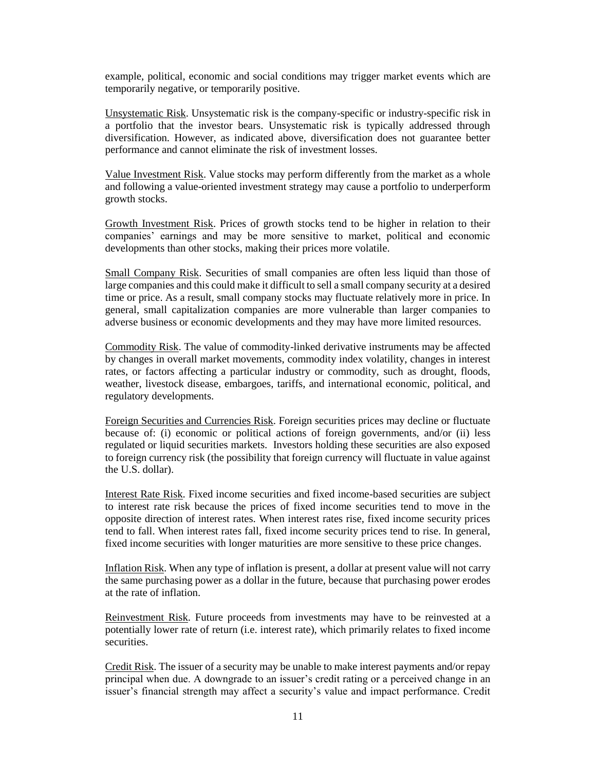example, political, economic and social conditions may trigger market events which are temporarily negative, or temporarily positive.

Unsystematic Risk. Unsystematic risk is the company-specific or industry-specific risk in a portfolio that the investor bears. Unsystematic risk is typically addressed through diversification. However, as indicated above, diversification does not guarantee better performance and cannot eliminate the risk of investment losses.

Value Investment Risk. Value stocks may perform differently from the market as a whole and following a value-oriented investment strategy may cause a portfolio to underperform growth stocks.

Growth Investment Risk. Prices of growth stocks tend to be higher in relation to their companies' earnings and may be more sensitive to market, political and economic developments than other stocks, making their prices more volatile.

Small Company Risk. Securities of small companies are often less liquid than those of large companies and this could make it difficult to sell a small company security at a desired time or price. As a result, small company stocks may fluctuate relatively more in price. In general, small capitalization companies are more vulnerable than larger companies to adverse business or economic developments and they may have more limited resources.

Commodity Risk. The value of commodity-linked derivative instruments may be affected by changes in overall market movements, commodity index volatility, changes in interest rates, or factors affecting a particular industry or commodity, such as drought, floods, weather, livestock disease, embargoes, tariffs, and international economic, political, and regulatory developments.

Foreign Securities and Currencies Risk. Foreign securities prices may decline or fluctuate because of: (i) economic or political actions of foreign governments, and/or (ii) less regulated or liquid securities markets. Investors holding these securities are also exposed to foreign currency risk (the possibility that foreign currency will fluctuate in value against the U.S. dollar).

Interest Rate Risk. Fixed income securities and fixed income-based securities are subject to interest rate risk because the prices of fixed income securities tend to move in the opposite direction of interest rates. When interest rates rise, fixed income security prices tend to fall. When interest rates fall, fixed income security prices tend to rise. In general, fixed income securities with longer maturities are more sensitive to these price changes.

Inflation Risk. When any type of inflation is present, a dollar at present value will not carry the same purchasing power as a dollar in the future, because that purchasing power erodes at the rate of inflation.

Reinvestment Risk. Future proceeds from investments may have to be reinvested at a potentially lower rate of return (i.e. interest rate), which primarily relates to fixed income securities.

Credit Risk. The issuer of a security may be unable to make interest payments and/or repay principal when due. A downgrade to an issuer's credit rating or a perceived change in an issuer's financial strength may affect a security's value and impact performance. Credit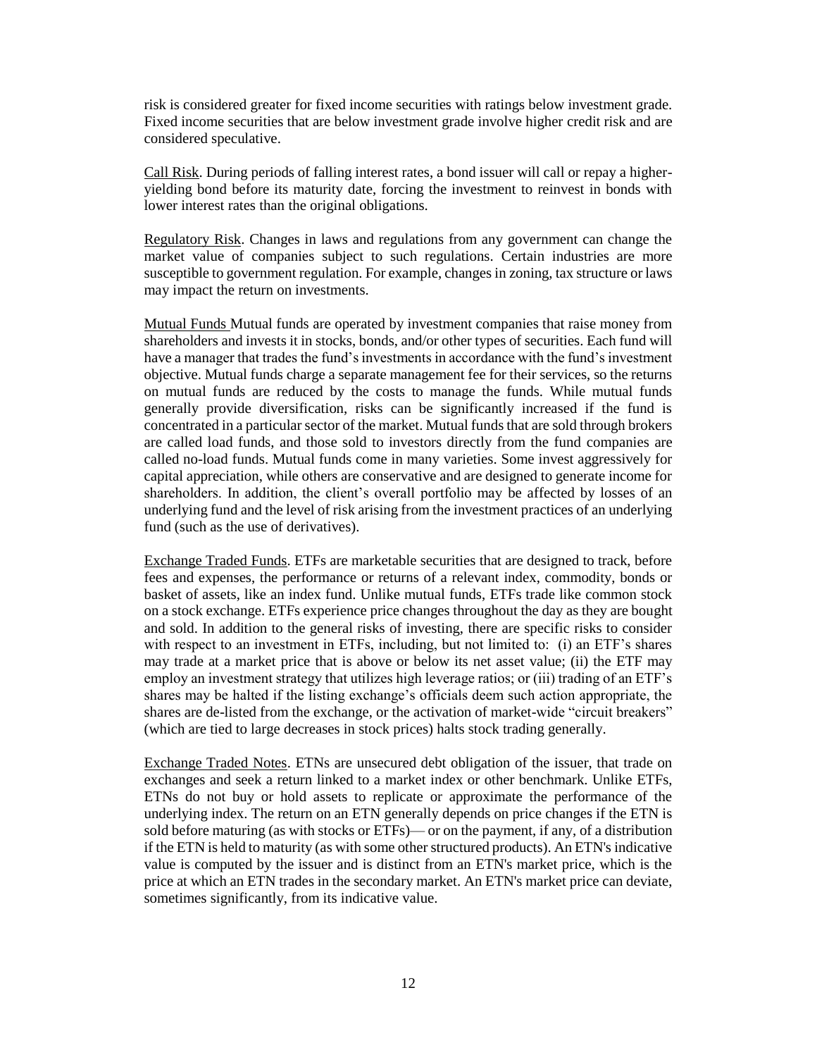risk is considered greater for fixed income securities with ratings below investment grade. Fixed income securities that are below investment grade involve higher credit risk and are considered speculative.

Call Risk. During periods of falling interest rates, a bond issuer will call or repay a higher-yielding bond before its maturity date, forcing the investment to reinvest in bonds with lower interest rates than the original obligations.

Regulatory Risk. Changes in laws and regulations from any government can change the market value of companies subject to such regulations. Certain industries are more susceptible to government regulation. For example, changes in zoning, tax structure or laws may impact the return on investments.

Mutual Funds Mutual funds are operated by investment companies that raise money from shareholders and invests it in stocks, bonds, and/or other types of securities. Each fund will have a manager that trades the fund's investments in accordance with the fund's investment objective. Mutual funds charge a separate management fee for their services, so the returns on mutual funds are reduced by the costs to manage the funds. While mutual funds generally provide diversification, risks can be significantly increased if the fund is concentrated in a particular sector of the market. Mutual funds that are sold through brokers are called load funds, and those sold to investors directly from the fund companies are called no-load funds. Mutual funds come in many varieties. Some invest aggressively for capital appreciation, while others are conservative and are designed to generate income for shareholders. In addition, the client's overall portfolio may be affected by losses of an underlying fund and the level of risk arising from the investment practices of an underlying fund (such as the use of derivatives).

Exchange Traded Funds. ETFs are marketable securities that are designed to track, before fees and expenses, the performance or returns of a relevant index, commodity, bonds or basket of assets, like an index fund. Unlike mutual funds, ETFs trade like common stock on a stock exchange. ETFs experience price changes throughout the day as they are bought and sold. In addition to the general risks of investing, there are specific risks to consider with respect to an investment in ETFs, including, but not limited to: (i) an ETF's shares may trade at a market price that is above or below its net asset value; (ii) the ETF may employ an investment strategy that utilizes high leverage ratios; or (iii) trading of an ETF's shares may be halted if the listing exchange's officials deem such action appropriate, the shares are de-listed from the exchange, or the activation of market-wide "circuit breakers" (which are tied to large decreases in stock prices) halts stock trading generally.

Exchange Traded Notes. ETNs are unsecured debt obligation of the issuer, that trade on exchanges and seek a return linked to a market index or other benchmark. Unlike ETFs, ETNs do not buy or hold assets to replicate or approximate the performance of the underlying index. The return on an ETN generally depends on price changes if the ETN is sold before maturing (as with stocks or ETFs)— or on the payment, if any, of a distribution if the ETN is held to maturity (as with some other structured products). An ETN's indicative value is computed by the issuer and is distinct from an ETN's market price, which is the price at which an ETN trades in the secondary market. An ETN's market price can deviate, sometimes significantly, from its indicative value.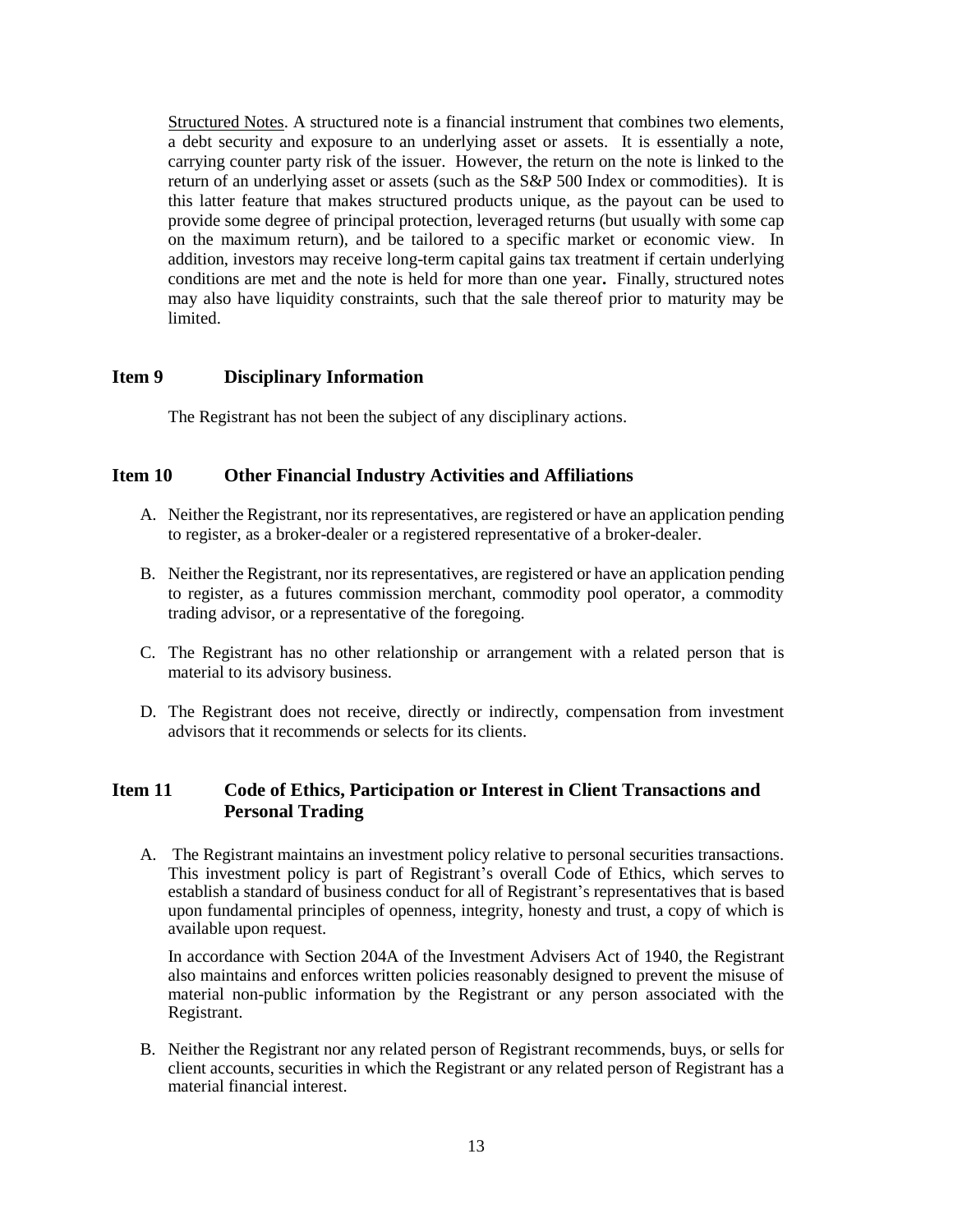Structured Notes. A structured note is a financial instrument that combines two elements, a debt security and exposure to an underlying asset or assets. It is essentially a note, carrying counter party risk of the issuer. However, the return on the note is linked to the return of an underlying asset or assets (such as the S&P 500 Index or commodities). It is this latter feature that makes structured products unique, as the payout can be used to provide some degree of principal protection, leveraged returns (but usually with some cap on the maximum return), and be tailored to a specific market or economic view. In addition, investors may receive long-term capital gains tax treatment if certain underlying conditions are met and the note is held for more than one year**.** Finally, structured notes may also have liquidity constraints, such that the sale thereof prior to maturity may be limited.

## Item 9 Disciplinary Information

The Registrant has not been the subject of any disciplinary actions.

## Item 10 Other Financial Industry Activities and Affiliations

A. Neither the Registrant, nor its representatives, are registered or have an application pending to register, as a broker-dealer or a registered representative of a broker-dealer.

B. Neither the Registrant, nor its representatives, are registered or have an application pending to register, as a futures commission merchant, commodity pool operator, a commodity trading advisor, or a representative of the foregoing.

C. The Registrant has no other relationship or arrangement with a related person that is material to its advisory business.

D. The Registrant does not receive, directly or indirectly, compensation from investment advisors that it recommends or selects for its clients.

## Item 11 Code of Ethics, Participation or Interest in Client Transactions and Personal Trading

A. The Registrant maintains an investment policy relative to personal securities transactions. This investment policy is part of Registrant's overall Code of Ethics, which serves to establish a standard of business conduct for all of Registrant's representatives that is based upon fundamental principles of openness, integrity, honesty and trust, a copy of which is available upon request.

In accordance with Section 204A of the Investment Advisers Act of 1940, the Registrant also maintains and enforces written policies reasonably designed to prevent the misuse of material non-public information by the Registrant or any person associated with the Registrant.

B. Neither the Registrant nor any related person of Registrant recommends, buys, or sells for client accounts, securities in which the Registrant or any related person of Registrant has a material financial interest.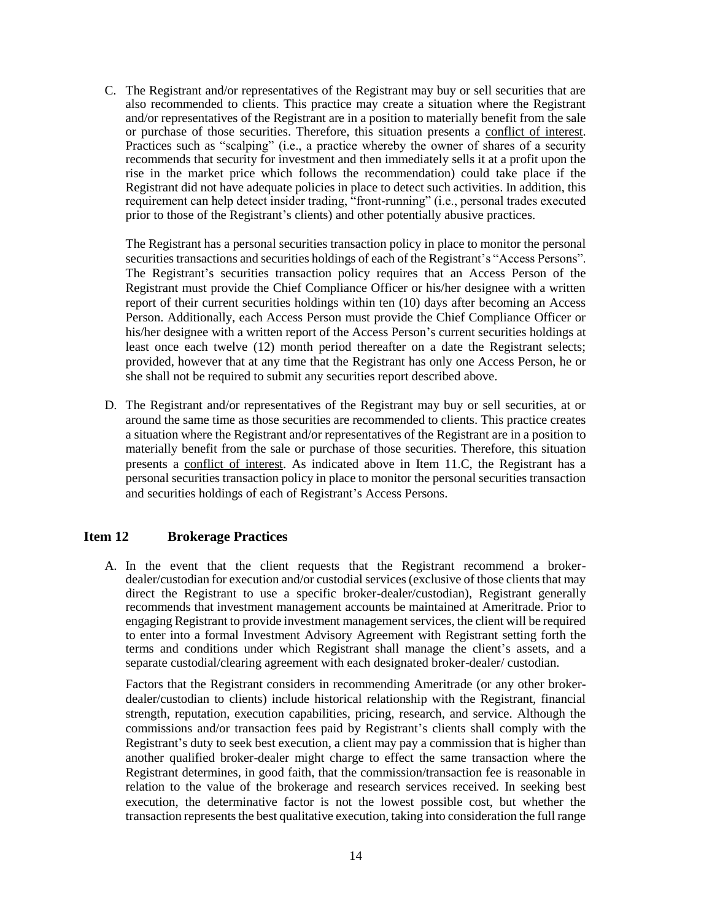C. The Registrant and/or representatives of the Registrant may buy or sell securities that are also recommended to clients. This practice may create a situation where the Registrant and/or representatives of the Registrant are in a position to materially benefit from the sale or purchase of those securities. Therefore, this situation presents a conflict of interest. Practices such as "scalping" (i.e., a practice whereby the owner of shares of a security recommends that security for investment and then immediately sells it at a profit upon the rise in the market price which follows the recommendation) could take place if the Registrant did not have adequate policies in place to detect such activities. In addition, this requirement can help detect insider trading, "front-running" (i.e., personal trades executed prior to those of the Registrant's clients) and other potentially abusive practices.

   The Registrant has a personal securities transaction policy in place to monitor the personal securities transactions and securities holdings of each of the Registrant's "Access Persons". The Registrant's securities transaction policy requires that an Access Person of the Registrant must provide the Chief Compliance Officer or his/her designee with a written report of their current securities holdings within ten (10) days after becoming an Access Person. Additionally, each Access Person must provide the Chief Compliance Officer or his/her designee with a written report of the Access Person's current securities holdings at least once each twelve (12) month period thereafter on a date the Registrant selects; provided, however that at any time that the Registrant has only one Access Person, he or she shall not be required to submit any securities report described above.

D. The Registrant and/or representatives of the Registrant may buy or sell securities, at or around the same time as those securities are recommended to clients. This practice creates a situation where the Registrant and/or representatives of the Registrant are in a position to materially benefit from the sale or purchase of those securities. Therefore, this situation presents a conflict of interest. As indicated above in Item 11.C, the Registrant has a personal securities transaction policy in place to monitor the personal securities transaction and securities holdings of each of Registrant's Access Persons.

## Item 12 Brokerage Practices

A. In the event that the client requests that the Registrant recommend a broker-dealer/custodian for execution and/or custodial services (exclusive of those clients that may direct the Registrant to use a specific broker-dealer/custodian), Registrant generally recommends that investment management accounts be maintained at Ameritrade. Prior to engaging Registrant to provide investment management services, the client will be required to enter into a formal Investment Advisory Agreement with Registrant setting forth the terms and conditions under which Registrant shall manage the client's assets, and a separate custodial/clearing agreement with each designated broker-dealer/ custodian.

   Factors that the Registrant considers in recommending Ameritrade (or any other broker-dealer/custodian to clients) include historical relationship with the Registrant, financial strength, reputation, execution capabilities, pricing, research, and service. Although the commissions and/or transaction fees paid by Registrant's clients shall comply with the Registrant's duty to seek best execution, a client may pay a commission that is higher than another qualified broker-dealer might charge to effect the same transaction where the Registrant determines, in good faith, that the commission/transaction fee is reasonable in relation to the value of the brokerage and research services received. In seeking best execution, the determinative factor is not the lowest possible cost, but whether the transaction represents the best qualitative execution, taking into consideration the full range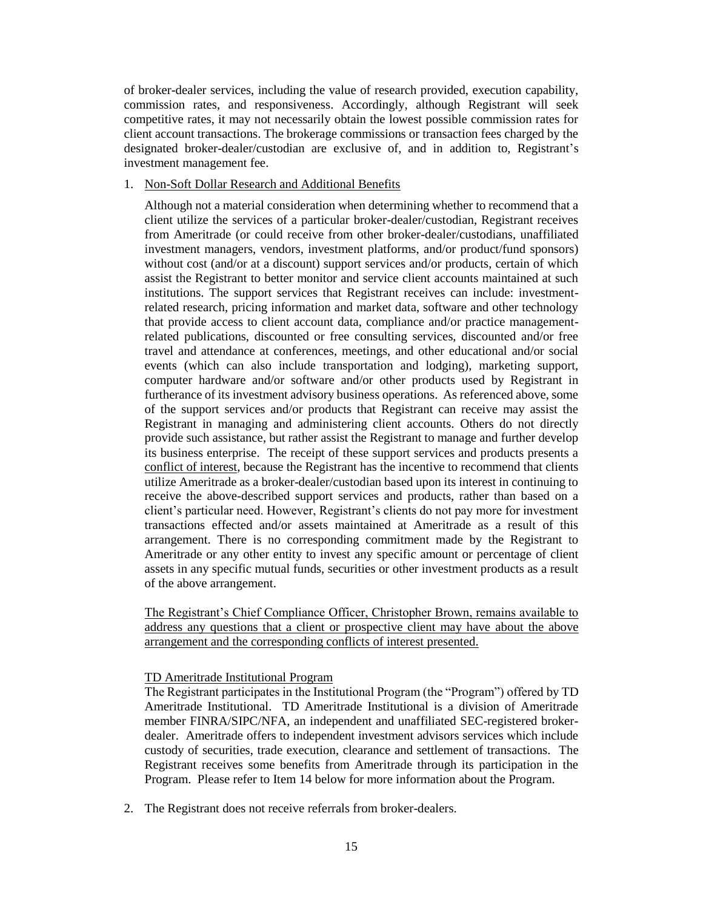of broker-dealer services, including the value of research provided, execution capability, commission rates, and responsiveness. Accordingly, although Registrant will seek competitive rates, it may not necessarily obtain the lowest possible commission rates for client account transactions. The brokerage commissions or transaction fees charged by the designated broker-dealer/custodian are exclusive of, and in addition to, Registrant's investment management fee.

1. Non-Soft Dollar Research and Additional Benefits

   Although not a material consideration when determining whether to recommend that a client utilize the services of a particular broker-dealer/custodian, Registrant receives from Ameritrade (or could receive from other broker-dealer/custodians, unaffiliated investment managers, vendors, investment platforms, and/or product/fund sponsors) without cost (and/or at a discount) support services and/or products, certain of which assist the Registrant to better monitor and service client accounts maintained at such institutions. The support services that Registrant receives can include: investment-related research, pricing information and market data, software and other technology that provide access to client account data, compliance and/or practice management-related publications, discounted or free consulting services, discounted and/or free travel and attendance at conferences, meetings, and other educational and/or social events (which can also include transportation and lodging), marketing support, computer hardware and/or software and/or other products used by Registrant in furtherance of its investment advisory business operations. As referenced above, some of the support services and/or products that Registrant can receive may assist the Registrant in managing and administering client accounts. Others do not directly provide such assistance, but rather assist the Registrant to manage and further develop its business enterprise. The receipt of these support services and products presents a conflict of interest, because the Registrant has the incentive to recommend that clients utilize Ameritrade as a broker-dealer/custodian based upon its interest in continuing to receive the above-described support services and products, rather than based on a client's particular need. However, Registrant's clients do not pay more for investment transactions effected and/or assets maintained at Ameritrade as a result of this arrangement. There is no corresponding commitment made by the Registrant to Ameritrade or any other entity to invest any specific amount or percentage of client assets in any specific mutual funds, securities or other investment products as a result of the above arrangement.

   The Registrant's Chief Compliance Officer, Christopher Brown, remains available to address any questions that a client or prospective client may have about the above arrangement and the corresponding conflicts of interest presented.

   TD Ameritrade Institutional Program

   The Registrant participates in the Institutional Program (the "Program") offered by TD Ameritrade Institutional. TD Ameritrade Institutional is a division of Ameritrade member FINRA/SIPC/NFA, an independent and unaffiliated SEC-registered broker-dealer. Ameritrade offers to independent investment advisors services which include custody of securities, trade execution, clearance and settlement of transactions. The Registrant receives some benefits from Ameritrade through its participation in the Program. Please refer to Item 14 below for more information about the Program.

2. The Registrant does not receive referrals from broker-dealers.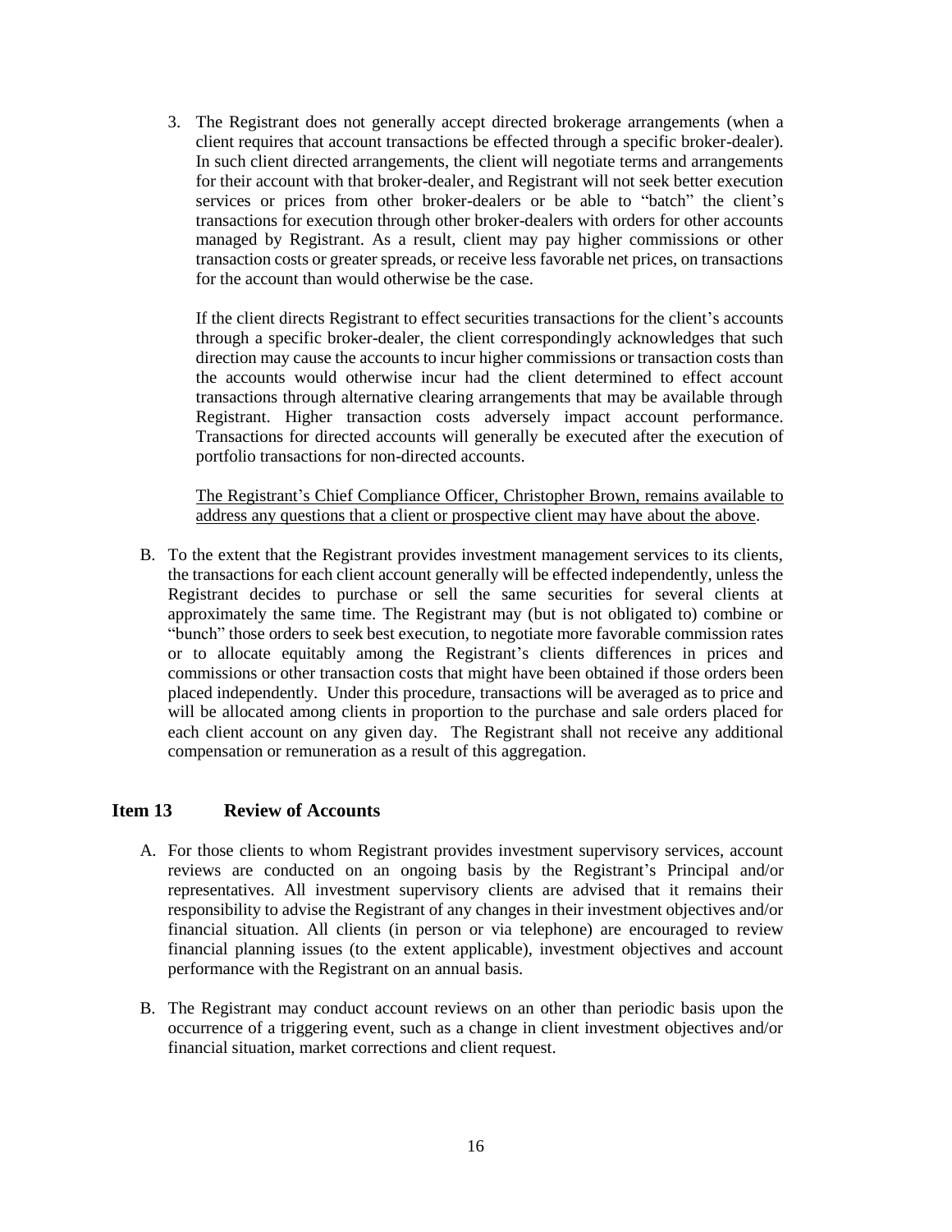3. The Registrant does not generally accept directed brokerage arrangements (when a client requires that account transactions be effected through a specific broker-dealer). In such client directed arrangements, the client will negotiate terms and arrangements for their account with that broker-dealer, and Registrant will not seek better execution services or prices from other broker-dealers or be able to "batch" the client's transactions for execution through other broker-dealers with orders for other accounts managed by Registrant. As a result, client may pay higher commissions or other transaction costs or greater spreads, or receive less favorable net prices, on transactions for the account than would otherwise be the case.

   If the client directs Registrant to effect securities transactions for the client's accounts through a specific broker-dealer, the client correspondingly acknowledges that such direction may cause the accounts to incur higher commissions or transaction costs than the accounts would otherwise incur had the client determined to effect account transactions through alternative clearing arrangements that may be available through Registrant. Higher transaction costs adversely impact account performance. Transactions for directed accounts will generally be executed after the execution of portfolio transactions for non-directed accounts.

   <u>The Registrant's Chief Compliance Officer, Christopher Brown, remains available to address any questions that a client or prospective client may have about the above</u>.

B. To the extent that the Registrant provides investment management services to its clients, the transactions for each client account generally will be effected independently, unless the Registrant decides to purchase or sell the same securities for several clients at approximately the same time. The Registrant may (but is not obligated to) combine or "bunch" those orders to seek best execution, to negotiate more favorable commission rates or to allocate equitably among the Registrant's clients differences in prices and commissions or other transaction costs that might have been obtained if those orders been placed independently. Under this procedure, transactions will be averaged as to price and will be allocated among clients in proportion to the purchase and sale orders placed for each client account on any given day. The Registrant shall not receive any additional compensation or remuneration as a result of this aggregation.

## Item 13 Review of Accounts

A. For those clients to whom Registrant provides investment supervisory services, account reviews are conducted on an ongoing basis by the Registrant's Principal and/or representatives. All investment supervisory clients are advised that it remains their responsibility to advise the Registrant of any changes in their investment objectives and/or financial situation. All clients (in person or via telephone) are encouraged to review financial planning issues (to the extent applicable), investment objectives and account performance with the Registrant on an annual basis.

B. The Registrant may conduct account reviews on an other than periodic basis upon the occurrence of a triggering event, such as a change in client investment objectives and/or financial situation, market corrections and client request.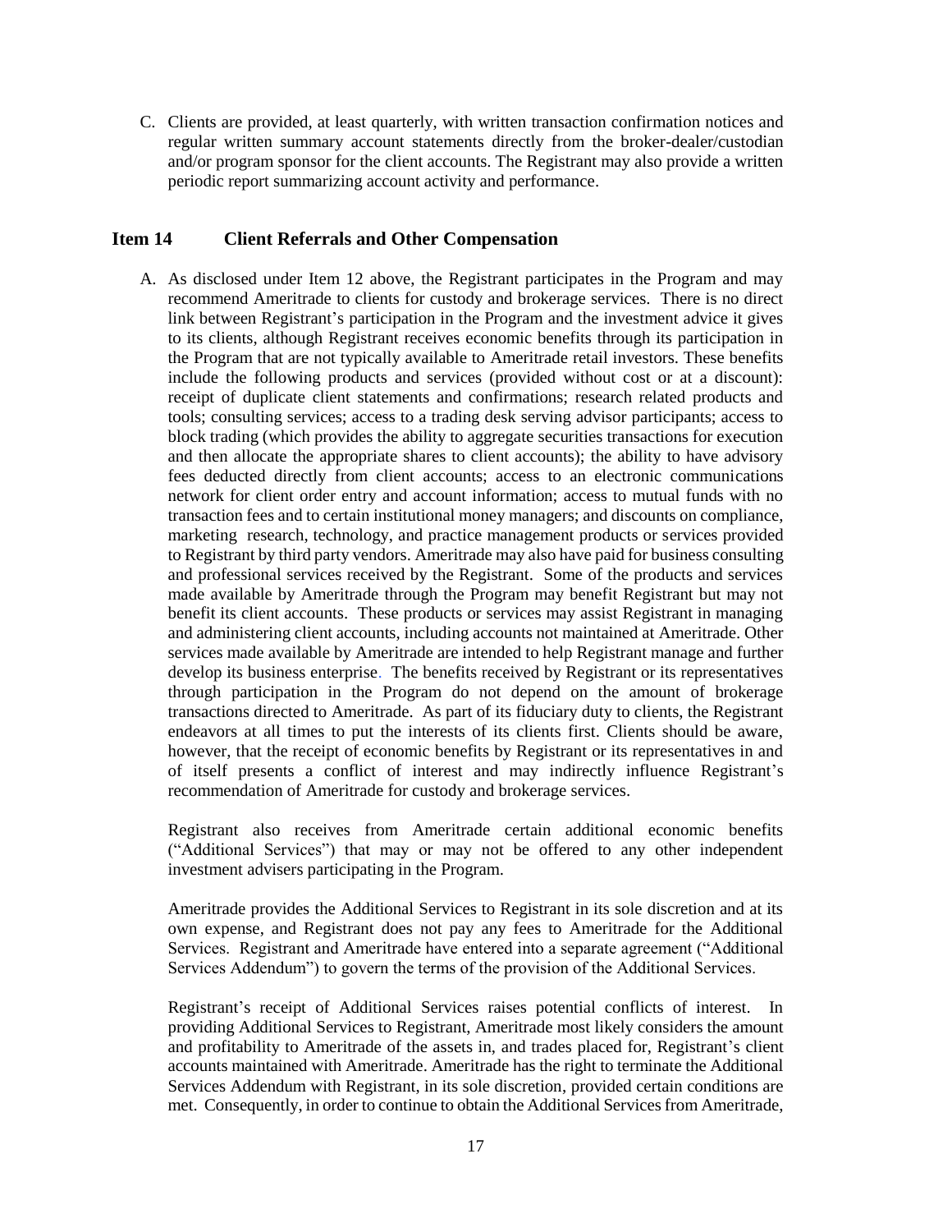C. Clients are provided, at least quarterly, with written transaction confirmation notices and regular written summary account statements directly from the broker-dealer/custodian and/or program sponsor for the client accounts. The Registrant may also provide a written periodic report summarizing account activity and performance.

## Item 14 Client Referrals and Other Compensation

A. As disclosed under Item 12 above, the Registrant participates in the Program and may recommend Ameritrade to clients for custody and brokerage services. There is no direct link between Registrant's participation in the Program and the investment advice it gives to its clients, although Registrant receives economic benefits through its participation in the Program that are not typically available to Ameritrade retail investors. These benefits include the following products and services (provided without cost or at a discount): receipt of duplicate client statements and confirmations; research related products and tools; consulting services; access to a trading desk serving advisor participants; access to block trading (which provides the ability to aggregate securities transactions for execution and then allocate the appropriate shares to client accounts); the ability to have advisory fees deducted directly from client accounts; access to an electronic communications network for client order entry and account information; access to mutual funds with no transaction fees and to certain institutional money managers; and discounts on compliance, marketing research, technology, and practice management products or services provided to Registrant by third party vendors. Ameritrade may also have paid for business consulting and professional services received by the Registrant. Some of the products and services made available by Ameritrade through the Program may benefit Registrant but may not benefit its client accounts. These products or services may assist Registrant in managing and administering client accounts, including accounts not maintained at Ameritrade. Other services made available by Ameritrade are intended to help Registrant manage and further develop its business enterprise. The benefits received by Registrant or its representatives through participation in the Program do not depend on the amount of brokerage transactions directed to Ameritrade. As part of its fiduciary duty to clients, the Registrant endeavors at all times to put the interests of its clients first. Clients should be aware, however, that the receipt of economic benefits by Registrant or its representatives in and of itself presents a conflict of interest and may indirectly influence Registrant's recommendation of Ameritrade for custody and brokerage services.

Registrant also receives from Ameritrade certain additional economic benefits ("Additional Services") that may or may not be offered to any other independent investment advisers participating in the Program.

Ameritrade provides the Additional Services to Registrant in its sole discretion and at its own expense, and Registrant does not pay any fees to Ameritrade for the Additional Services. Registrant and Ameritrade have entered into a separate agreement ("Additional Services Addendum") to govern the terms of the provision of the Additional Services.

Registrant's receipt of Additional Services raises potential conflicts of interest. In providing Additional Services to Registrant, Ameritrade most likely considers the amount and profitability to Ameritrade of the assets in, and trades placed for, Registrant's client accounts maintained with Ameritrade. Ameritrade has the right to terminate the Additional Services Addendum with Registrant, in its sole discretion, provided certain conditions are met. Consequently, in order to continue to obtain the Additional Services from Ameritrade,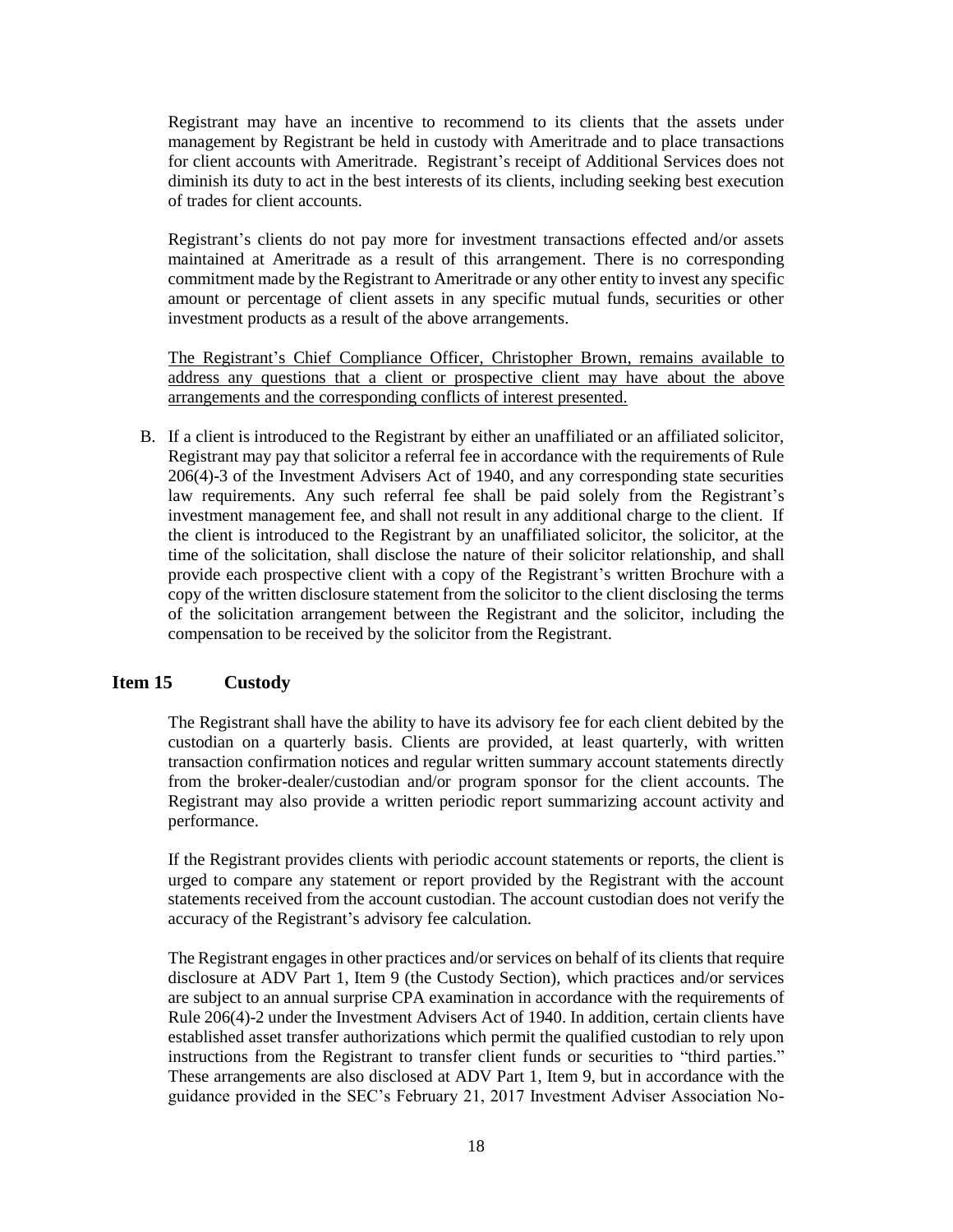Registrant may have an incentive to recommend to its clients that the assets under management by Registrant be held in custody with Ameritrade and to place transactions for client accounts with Ameritrade. Registrant's receipt of Additional Services does not diminish its duty to act in the best interests of its clients, including seeking best execution of trades for client accounts.

Registrant's clients do not pay more for investment transactions effected and/or assets maintained at Ameritrade as a result of this arrangement. There is no corresponding commitment made by the Registrant to Ameritrade or any other entity to invest any specific amount or percentage of client assets in any specific mutual funds, securities or other investment products as a result of the above arrangements.

<u>The Registrant's Chief Compliance Officer, Christopher Brown, remains available to address any questions that a client or prospective client may have about the above arrangements and the corresponding conflicts of interest presented.</u>

B. If a client is introduced to the Registrant by either an unaffiliated or an affiliated solicitor, Registrant may pay that solicitor a referral fee in accordance with the requirements of Rule 206(4)-3 of the Investment Advisers Act of 1940, and any corresponding state securities law requirements. Any such referral fee shall be paid solely from the Registrant's investment management fee, and shall not result in any additional charge to the client. If the client is introduced to the Registrant by an unaffiliated solicitor, the solicitor, at the time of the solicitation, shall disclose the nature of their solicitor relationship, and shall provide each prospective client with a copy of the Registrant's written Brochure with a copy of the written disclosure statement from the solicitor to the client disclosing the terms of the solicitation arrangement between the Registrant and the solicitor, including the compensation to be received by the solicitor from the Registrant.

## Item 15 Custody

The Registrant shall have the ability to have its advisory fee for each client debited by the custodian on a quarterly basis. Clients are provided, at least quarterly, with written transaction confirmation notices and regular written summary account statements directly from the broker-dealer/custodian and/or program sponsor for the client accounts. The Registrant may also provide a written periodic report summarizing account activity and performance.

If the Registrant provides clients with periodic account statements or reports, the client is urged to compare any statement or report provided by the Registrant with the account statements received from the account custodian. The account custodian does not verify the accuracy of the Registrant's advisory fee calculation.

The Registrant engages in other practices and/or services on behalf of its clients that require disclosure at ADV Part 1, Item 9 (the Custody Section), which practices and/or services are subject to an annual surprise CPA examination in accordance with the requirements of Rule 206(4)-2 under the Investment Advisers Act of 1940. In addition, certain clients have established asset transfer authorizations which permit the qualified custodian to rely upon instructions from the Registrant to transfer client funds or securities to "third parties." These arrangements are also disclosed at ADV Part 1, Item 9, but in accordance with the guidance provided in the SEC's February 21, 2017 Investment Adviser Association No-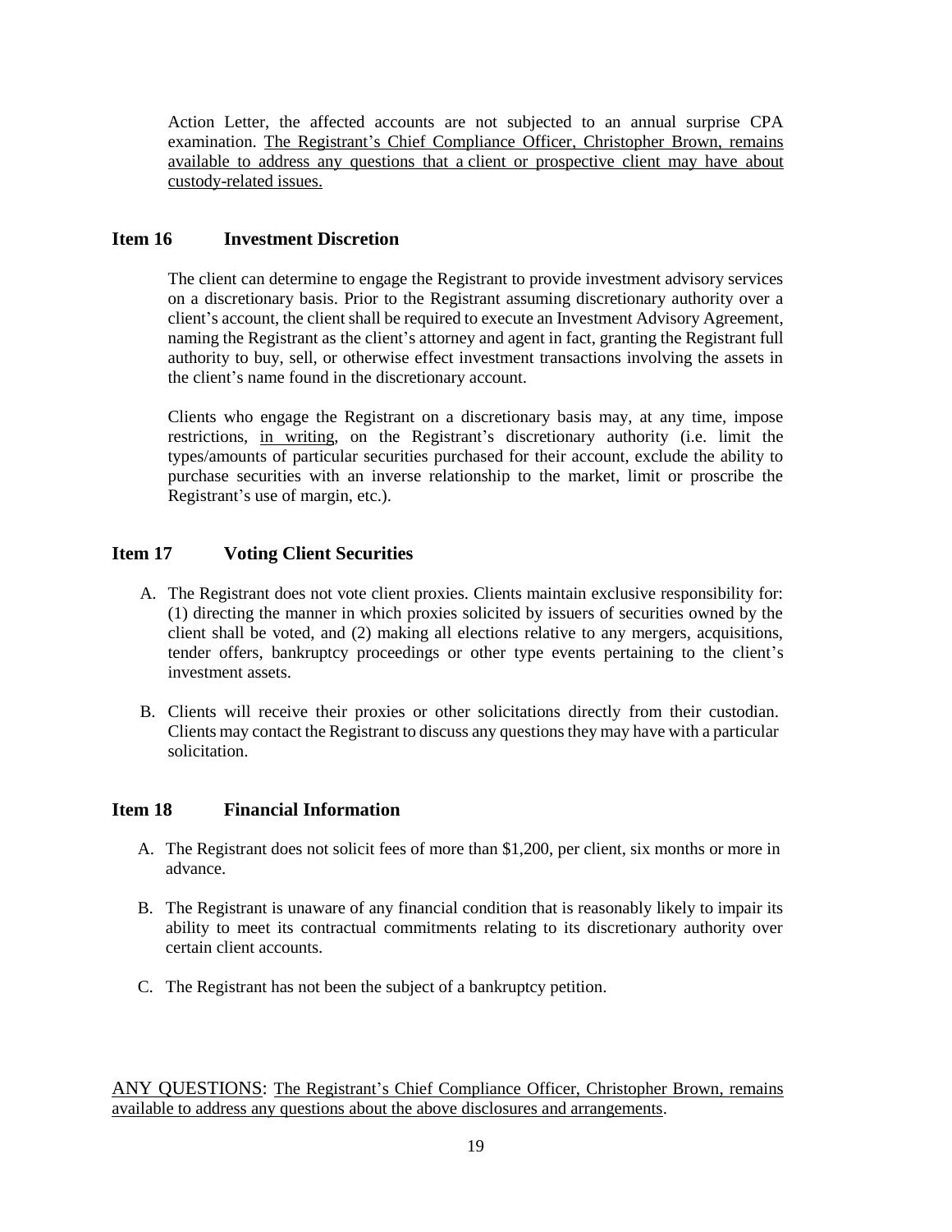Action Letter, the affected accounts are not subjected to an annual surprise CPA examination. The Registrant's Chief Compliance Officer, Christopher Brown, remains available to address any questions that a client or prospective client may have about custody-related issues.

## Item 16 Investment Discretion

The client can determine to engage the Registrant to provide investment advisory services on a discretionary basis. Prior to the Registrant assuming discretionary authority over a client's account, the client shall be required to execute an Investment Advisory Agreement, naming the Registrant as the client's attorney and agent in fact, granting the Registrant full authority to buy, sell, or otherwise effect investment transactions involving the assets in the client's name found in the discretionary account.

Clients who engage the Registrant on a discretionary basis may, at any time, impose restrictions, in writing, on the Registrant's discretionary authority (i.e. limit the types/amounts of particular securities purchased for their account, exclude the ability to purchase securities with an inverse relationship to the market, limit or proscribe the Registrant's use of margin, etc.).

## Item 17 Voting Client Securities

A. The Registrant does not vote client proxies. Clients maintain exclusive responsibility for: (1) directing the manner in which proxies solicited by issuers of securities owned by the client shall be voted, and (2) making all elections relative to any mergers, acquisitions, tender offers, bankruptcy proceedings or other type events pertaining to the client's investment assets.

B. Clients will receive their proxies or other solicitations directly from their custodian. Clients may contact the Registrant to discuss any questions they may have with a particular solicitation.

## Item 18 Financial Information

A. The Registrant does not solicit fees of more than $1,200, per client, six months or more in advance.

B. The Registrant is unaware of any financial condition that is reasonably likely to impair its ability to meet its contractual commitments relating to its discretionary authority over certain client accounts.

C. The Registrant has not been the subject of a bankruptcy petition.

ANY QUESTIONS: The Registrant's Chief Compliance Officer, Christopher Brown, remains available to address any questions about the above disclosures and arrangements.